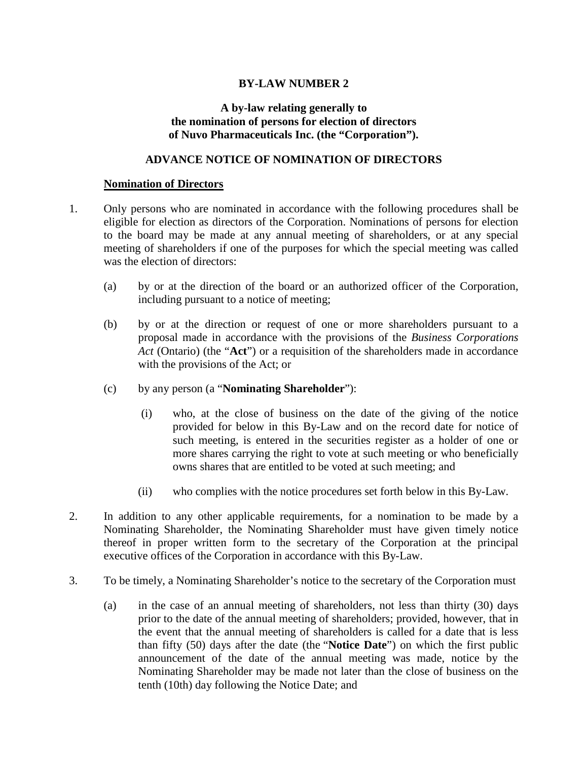# BY-LAW NUMBER 2

**A by-law relating generally to the nomination of persons for election of directors of Nuvo Pharmaceuticals Inc. (the "Corporation").**

## ADVANCE NOTICE OF NOMINATION OF DIRECTORS

### Nomination of Directors

1. Only persons who are nominated in accordance with the following procedures shall be eligible for election as directors of the Corporation. Nominations of persons for election to the board may be made at any annual meeting of shareholders, or at any special meeting of shareholders if one of the purposes for which the special meeting was called was the election of directors:

    (a) by or at the direction of the board or an authorized officer of the Corporation, including pursuant to a notice of meeting;

    (b) by or at the direction or request of one or more shareholders pursuant to a proposal made in accordance with the provisions of the *Business Corporations Act* (Ontario) (the "**Act**") or a requisition of the shareholders made in accordance with the provisions of the Act; or

    (c) by any person (a "**Nominating Shareholder**"):

        (i) who, at the close of business on the date of the giving of the notice provided for below in this By-Law and on the record date for notice of such meeting, is entered in the securities register as a holder of one or more shares carrying the right to vote at such meeting or who beneficially owns shares that are entitled to be voted at such meeting; and

        (ii) who complies with the notice procedures set forth below in this By-Law.

2. In addition to any other applicable requirements, for a nomination to be made by a Nominating Shareholder, the Nominating Shareholder must have given timely notice thereof in proper written form to the secretary of the Corporation at the principal executive offices of the Corporation in accordance with this By-Law.

3. To be timely, a Nominating Shareholder's notice to the secretary of the Corporation must

    (a) in the case of an annual meeting of shareholders, not less than thirty (30) days prior to the date of the annual meeting of shareholders; provided, however, that in the event that the annual meeting of shareholders is called for a date that is less than fifty (50) days after the date (the "**Notice Date**") on which the first public announcement of the date of the annual meeting was made, notice by the Nominating Shareholder may be made not later than the close of business on the tenth (10th) day following the Notice Date; and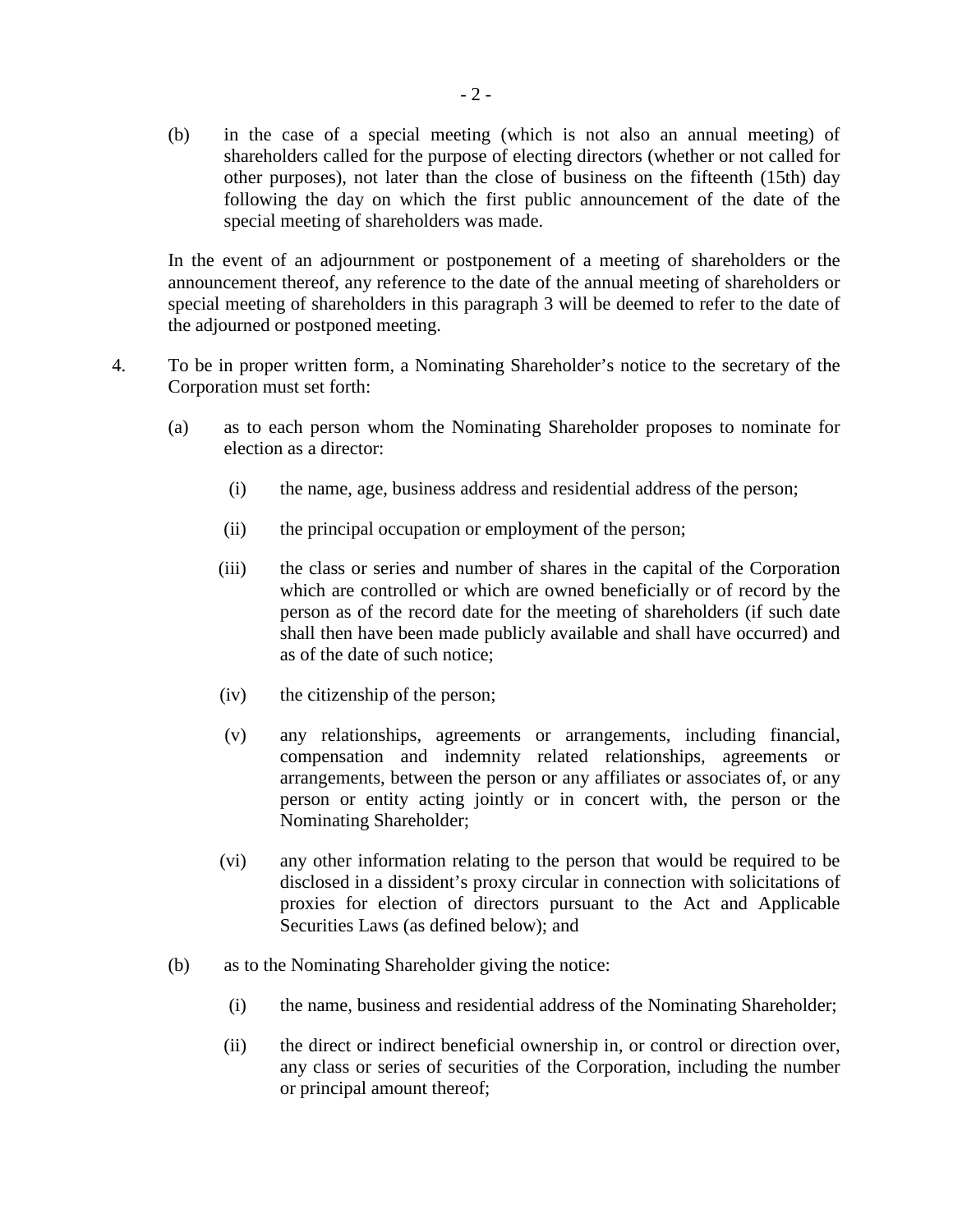(b) in the case of a special meeting (which is not also an annual meeting) of shareholders called for the purpose of electing directors (whether or not called for other purposes), not later than the close of business on the fifteenth (15th) day following the day on which the first public announcement of the date of the special meeting of shareholders was made.

In the event of an adjournment or postponement of a meeting of shareholders or the announcement thereof, any reference to the date of the annual meeting of shareholders or special meeting of shareholders in this paragraph 3 will be deemed to refer to the date of the adjourned or postponed meeting.

4. To be in proper written form, a Nominating Shareholder's notice to the secretary of the Corporation must set forth:

   (a) as to each person whom the Nominating Shareholder proposes to nominate for election as a director:

      (i) the name, age, business address and residential address of the person;

      (ii) the principal occupation or employment of the person;

      (iii) the class or series and number of shares in the capital of the Corporation which are controlled or which are owned beneficially or of record by the person as of the record date for the meeting of shareholders (if such date shall then have been made publicly available and shall have occurred) and as of the date of such notice;

      (iv) the citizenship of the person;

      (v) any relationships, agreements or arrangements, including financial, compensation and indemnity related relationships, agreements or arrangements, between the person or any affiliates or associates of, or any person or entity acting jointly or in concert with, the person or the Nominating Shareholder;

      (vi) any other information relating to the person that would be required to be disclosed in a dissident's proxy circular in connection with solicitations of proxies for election of directors pursuant to the Act and Applicable Securities Laws (as defined below); and

   (b) as to the Nominating Shareholder giving the notice:

      (i) the name, business and residential address of the Nominating Shareholder;

      (ii) the direct or indirect beneficial ownership in, or control or direction over, any class or series of securities of the Corporation, including the number or principal amount thereof;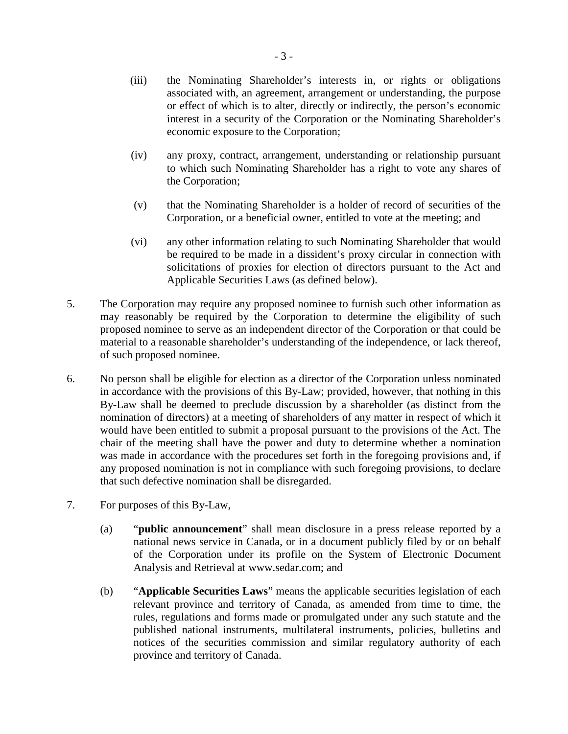(iii) the Nominating Shareholder's interests in, or rights or obligations associated with, an agreement, arrangement or understanding, the purpose or effect of which is to alter, directly or indirectly, the person's economic interest in a security of the Corporation or the Nominating Shareholder's economic exposure to the Corporation;

(iv) any proxy, contract, arrangement, understanding or relationship pursuant to which such Nominating Shareholder has a right to vote any shares of the Corporation;

(v) that the Nominating Shareholder is a holder of record of securities of the Corporation, or a beneficial owner, entitled to vote at the meeting; and

(vi) any other information relating to such Nominating Shareholder that would be required to be made in a dissident's proxy circular in connection with solicitations of proxies for election of directors pursuant to the Act and Applicable Securities Laws (as defined below).

5. The Corporation may require any proposed nominee to furnish such other information as may reasonably be required by the Corporation to determine the eligibility of such proposed nominee to serve as an independent director of the Corporation or that could be material to a reasonable shareholder's understanding of the independence, or lack thereof, of such proposed nominee.

6. No person shall be eligible for election as a director of the Corporation unless nominated in accordance with the provisions of this By-Law; provided, however, that nothing in this By-Law shall be deemed to preclude discussion by a shareholder (as distinct from the nomination of directors) at a meeting of shareholders of any matter in respect of which it would have been entitled to submit a proposal pursuant to the provisions of the Act. The chair of the meeting shall have the power and duty to determine whether a nomination was made in accordance with the procedures set forth in the foregoing provisions and, if any proposed nomination is not in compliance with such foregoing provisions, to declare that such defective nomination shall be disregarded.

7. For purposes of this By-Law,

(a) "**public announcement**" shall mean disclosure in a press release reported by a national news service in Canada, or in a document publicly filed by or on behalf of the Corporation under its profile on the System of Electronic Document Analysis and Retrieval at www.sedar.com; and

(b) "**Applicable Securities Laws**" means the applicable securities legislation of each relevant province and territory of Canada, as amended from time to time, the rules, regulations and forms made or promulgated under any such statute and the published national instruments, multilateral instruments, policies, bulletins and notices of the securities commission and similar regulatory authority of each province and territory of Canada.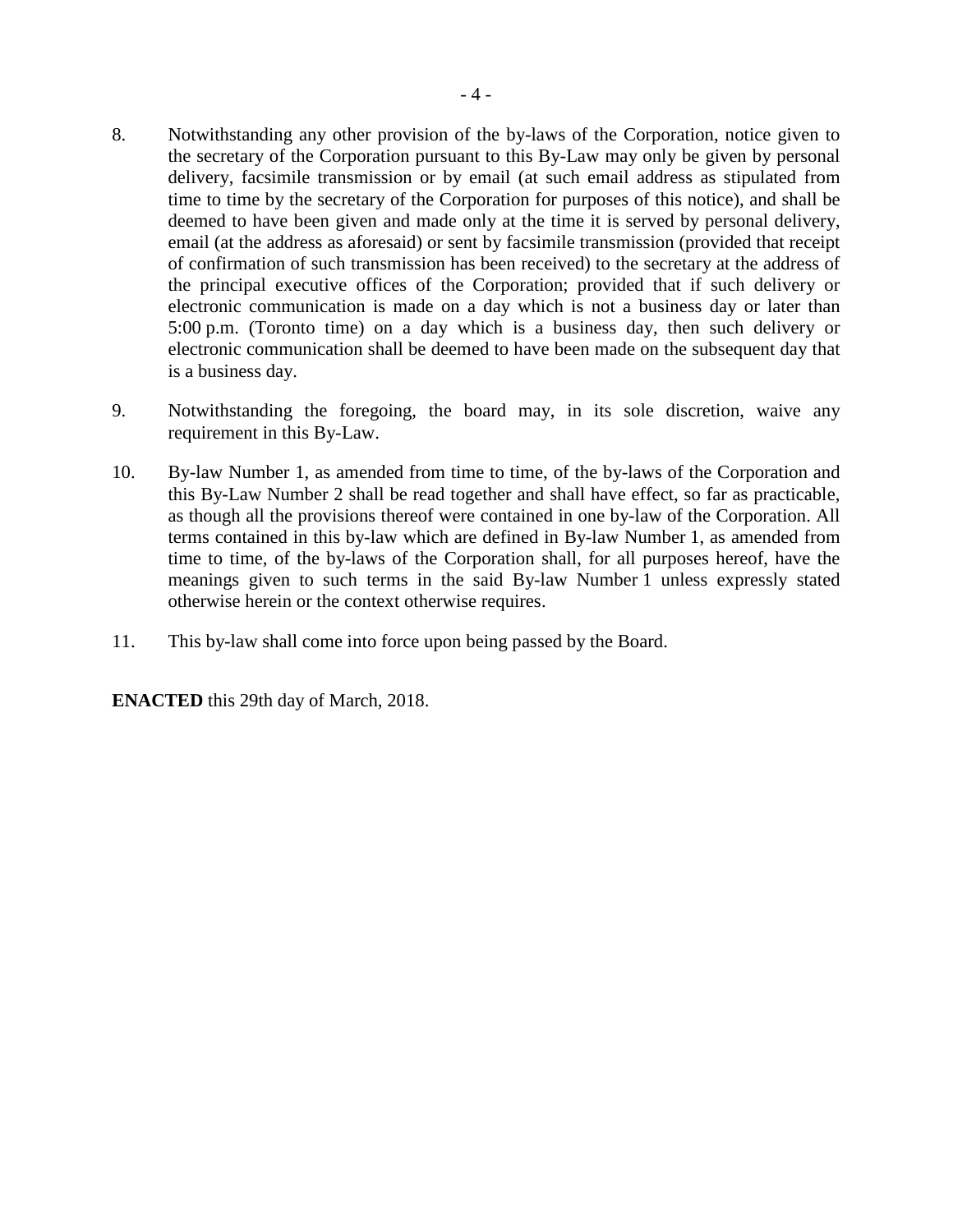8. Notwithstanding any other provision of the by-laws of the Corporation, notice given to the secretary of the Corporation pursuant to this By-Law may only be given by personal delivery, facsimile transmission or by email (at such email address as stipulated from time to time by the secretary of the Corporation for purposes of this notice), and shall be deemed to have been given and made only at the time it is served by personal delivery, email (at the address as aforesaid) or sent by facsimile transmission (provided that receipt of confirmation of such transmission has been received) to the secretary at the address of the principal executive offices of the Corporation; provided that if such delivery or electronic communication is made on a day which is not a business day or later than 5:00 p.m. (Toronto time) on a day which is a business day, then such delivery or electronic communication shall be deemed to have been made on the subsequent day that is a business day.

9. Notwithstanding the foregoing, the board may, in its sole discretion, waive any requirement in this By-Law.

10. By-law Number 1, as amended from time to time, of the by-laws of the Corporation and this By-Law Number 2 shall be read together and shall have effect, so far as practicable, as though all the provisions thereof were contained in one by-law of the Corporation. All terms contained in this by-law which are defined in By-law Number 1, as amended from time to time, of the by-laws of the Corporation shall, for all purposes hereof, have the meanings given to such terms in the said By-law Number 1 unless expressly stated otherwise herein or the context otherwise requires.

11. This by-law shall come into force upon being passed by the Board.

**ENACTED** this 29th day of March, 2018.